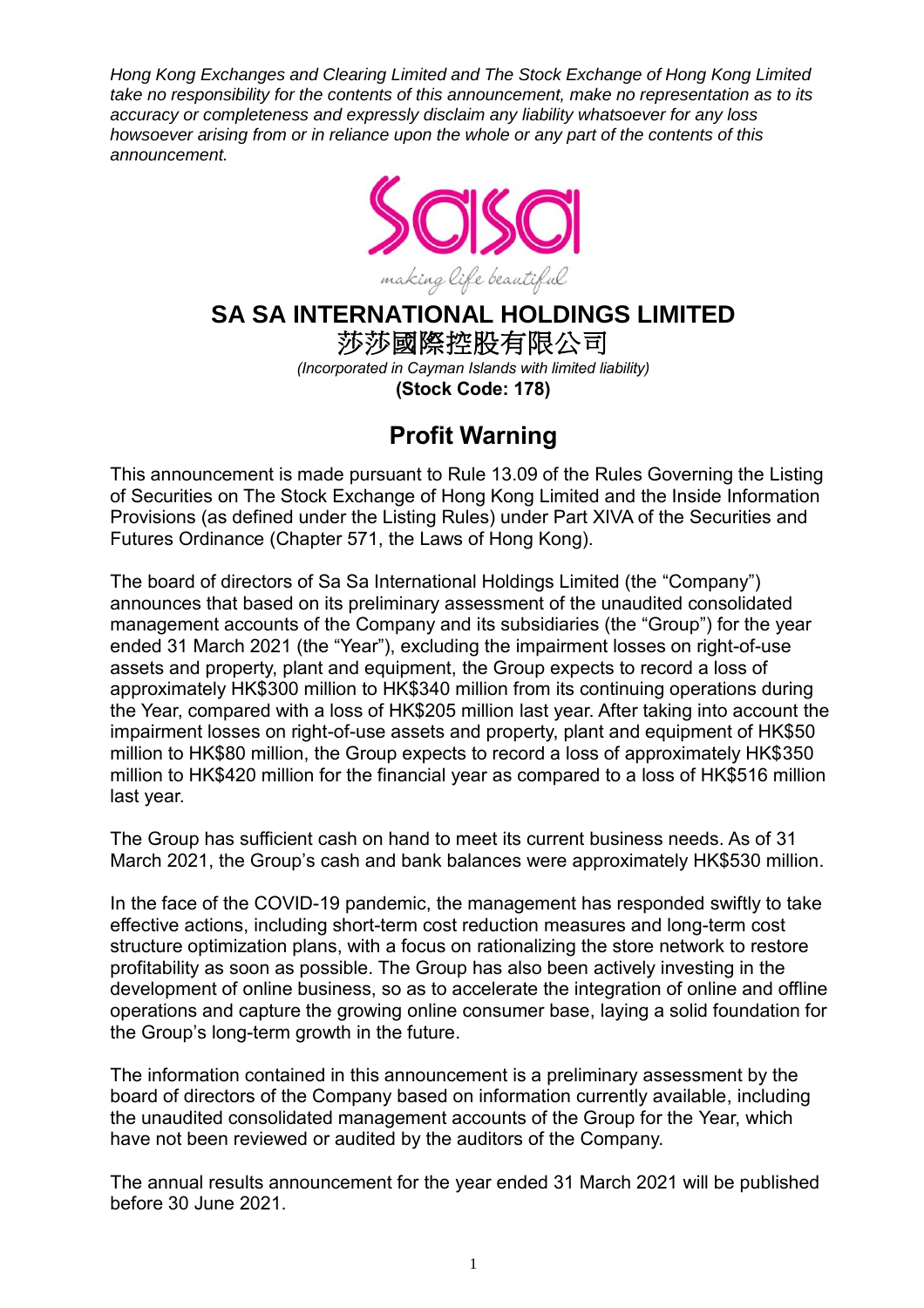*Hong Kong Exchanges and Clearing Limited and The Stock Exchange of Hong Kong Limited take no responsibility for the contents of this announcement, make no representation as to its accuracy or completeness and expressly disclaim any liability whatsoever for any loss howsoever arising from or in reliance upon the whole or any part of the contents of this announcement.*

# SA SA INTERNATIONAL HOLDINGS LIMITED

# 莎莎國際控股有限公司

*(Incorporated in Cayman Islands with limited liability)*

**(Stock Code: 178)**

## Profit Warning

This announcement is made pursuant to Rule 13.09 of the Rules Governing the Listing of Securities on The Stock Exchange of Hong Kong Limited and the Inside Information Provisions (as defined under the Listing Rules) under Part XIVA of the Securities and Futures Ordinance (Chapter 571, the Laws of Hong Kong).

The board of directors of Sa Sa International Holdings Limited (the "Company") announces that based on its preliminary assessment of the unaudited consolidated management accounts of the Company and its subsidiaries (the "Group") for the year ended 31 March 2021 (the "Year"), excluding the impairment losses on right-of-use assets and property, plant and equipment, the Group expects to record a loss of approximately HK$300 million to HK$340 million from its continuing operations during the Year, compared with a loss of HK$205 million last year. After taking into account the impairment losses on right-of-use assets and property, plant and equipment of HK$50 million to HK$80 million, the Group expects to record a loss of approximately HK$350 million to HK$420 million for the financial year as compared to a loss of HK$516 million last year.

The Group has sufficient cash on hand to meet its current business needs. As of 31 March 2021, the Group's cash and bank balances were approximately HK$530 million.

In the face of the COVID-19 pandemic, the management has responded swiftly to take effective actions, including short-term cost reduction measures and long-term cost structure optimization plans, with a focus on rationalizing the store network to restore profitability as soon as possible. The Group has also been actively investing in the development of online business, so as to accelerate the integration of online and offline operations and capture the growing online consumer base, laying a solid foundation for the Group's long-term growth in the future.

The information contained in this announcement is a preliminary assessment by the board of directors of the Company based on information currently available, including the unaudited consolidated management accounts of the Group for the Year, which have not been reviewed or audited by the auditors of the Company.

The annual results announcement for the year ended 31 March 2021 will be published before 30 June 2021.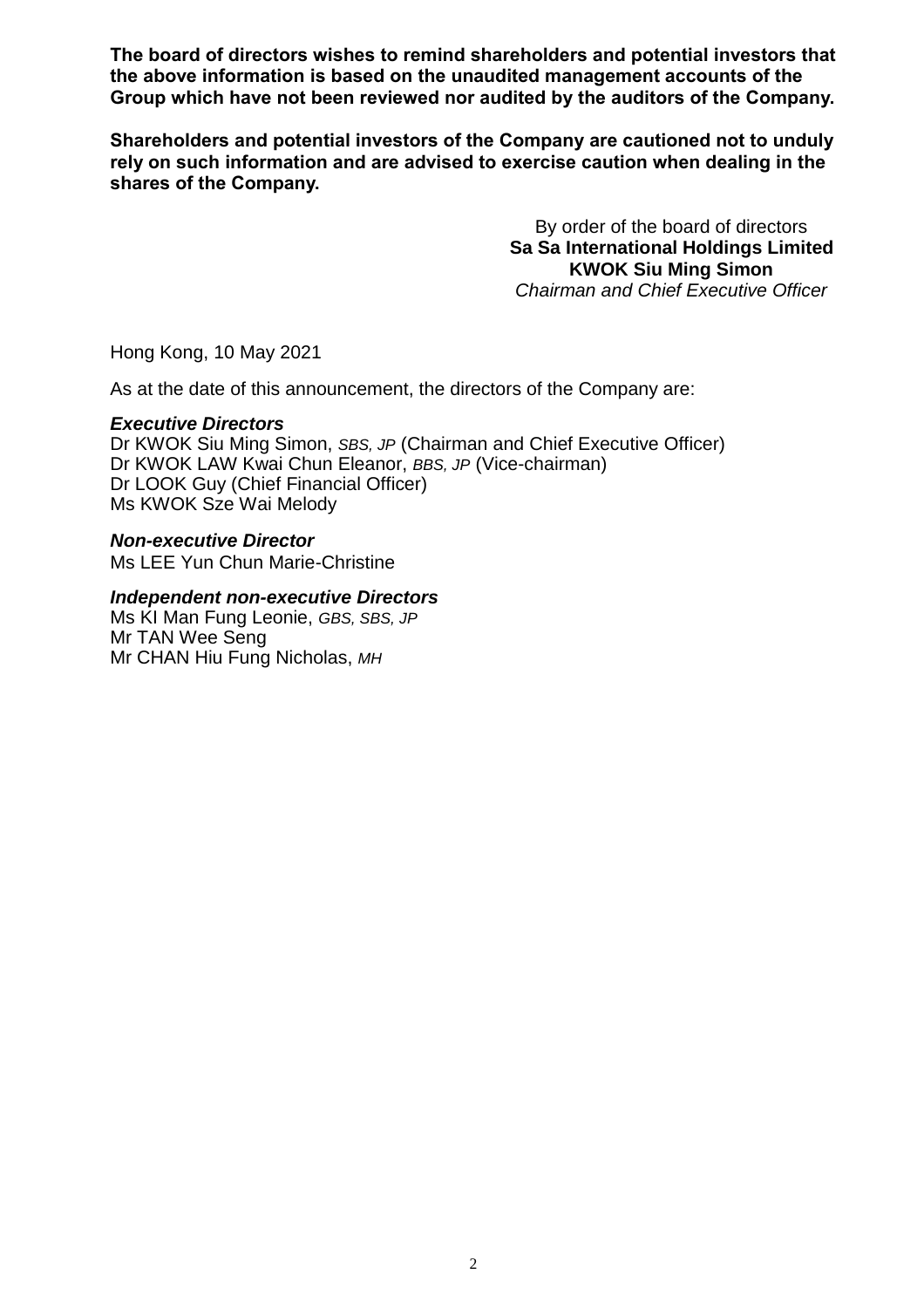**The board of directors wishes to remind shareholders and potential investors that the above information is based on the unaudited management accounts of the Group which have not been reviewed nor audited by the auditors of the Company.**

**Shareholders and potential investors of the Company are cautioned not to unduly rely on such information and are advised to exercise caution when dealing in the shares of the Company.**

By order of the board of directors
**Sa Sa International Holdings Limited**
**KWOK Siu Ming Simon**
*Chairman and Chief Executive Officer*

Hong Kong, 10 May 2021

As at the date of this announcement, the directors of the Company are:

***Executive Directors***
Dr KWOK Siu Ming Simon, *SBS, JP* (Chairman and Chief Executive Officer)
Dr KWOK LAW Kwai Chun Eleanor, *BBS, JP* (Vice-chairman)
Dr LOOK Guy (Chief Financial Officer)
Ms KWOK Sze Wai Melody

***Non-executive Director***
Ms LEE Yun Chun Marie-Christine

***Independent non-executive Directors***
Ms KI Man Fung Leonie, *GBS, SBS, JP*
Mr TAN Wee Seng
Mr CHAN Hiu Fung Nicholas, *MH*